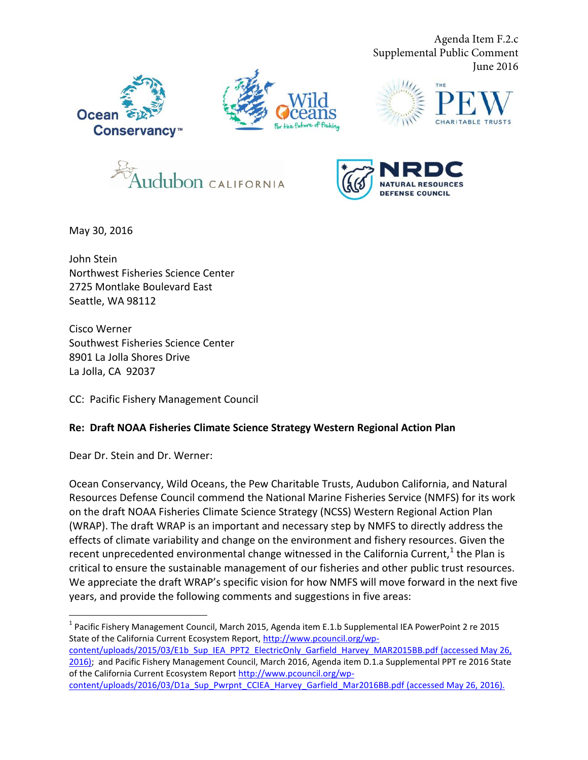Agenda Item F.2.c
Supplemental Public Comment
June 2016

May 30, 2016

John Stein
Northwest Fisheries Science Center
2725 Montlake Boulevard East
Seattle, WA 98112

Cisco Werner
Southwest Fisheries Science Center
8901 La Jolla Shores Drive
La Jolla, CA 92037

CC: Pacific Fishery Management Council

**Re: Draft NOAA Fisheries Climate Science Strategy Western Regional Action Plan**

Dear Dr. Stein and Dr. Werner:

Ocean Conservancy, Wild Oceans, the Pew Charitable Trusts, Audubon California, and Natural Resources Defense Council commend the National Marine Fisheries Service (NMFS) for its work on the draft NOAA Fisheries Climate Science Strategy (NCSS) Western Regional Action Plan (WRAP). The draft WRAP is an important and necessary step by NMFS to directly address the effects of climate variability and change on the environment and fishery resources. Given the recent unprecedented environmental change witnessed in the California Current,[1] the Plan is critical to ensure the sustainable management of our fisheries and other public trust resources. We appreciate the draft WRAP's specific vision for how NMFS will move forward in the next five years, and provide the following comments and suggestions in five areas:

---

[1] Pacific Fishery Management Council, March 2015, Agenda item E.1.b Supplemental IEA PowerPoint 2 re 2015 State of the California Current Ecosystem Report, http://www.pcouncil.org/wp-content/uploads/2015/03/E1b_Sup_IEA_PPT2_ElectricOnly_Garfield_Harvey_MAR2015BB.pdf (accessed May 26, 2016); and Pacific Fishery Management Council, March 2016, Agenda item D.1.a Supplemental PPT re 2016 State of the California Current Ecosystem Report http://www.pcouncil.org/wp-content/uploads/2016/03/D1a_Sup_Pwrpnt_CCIEA_Harvey_Garfield_Mar2016BB.pdf (accessed May 26, 2016).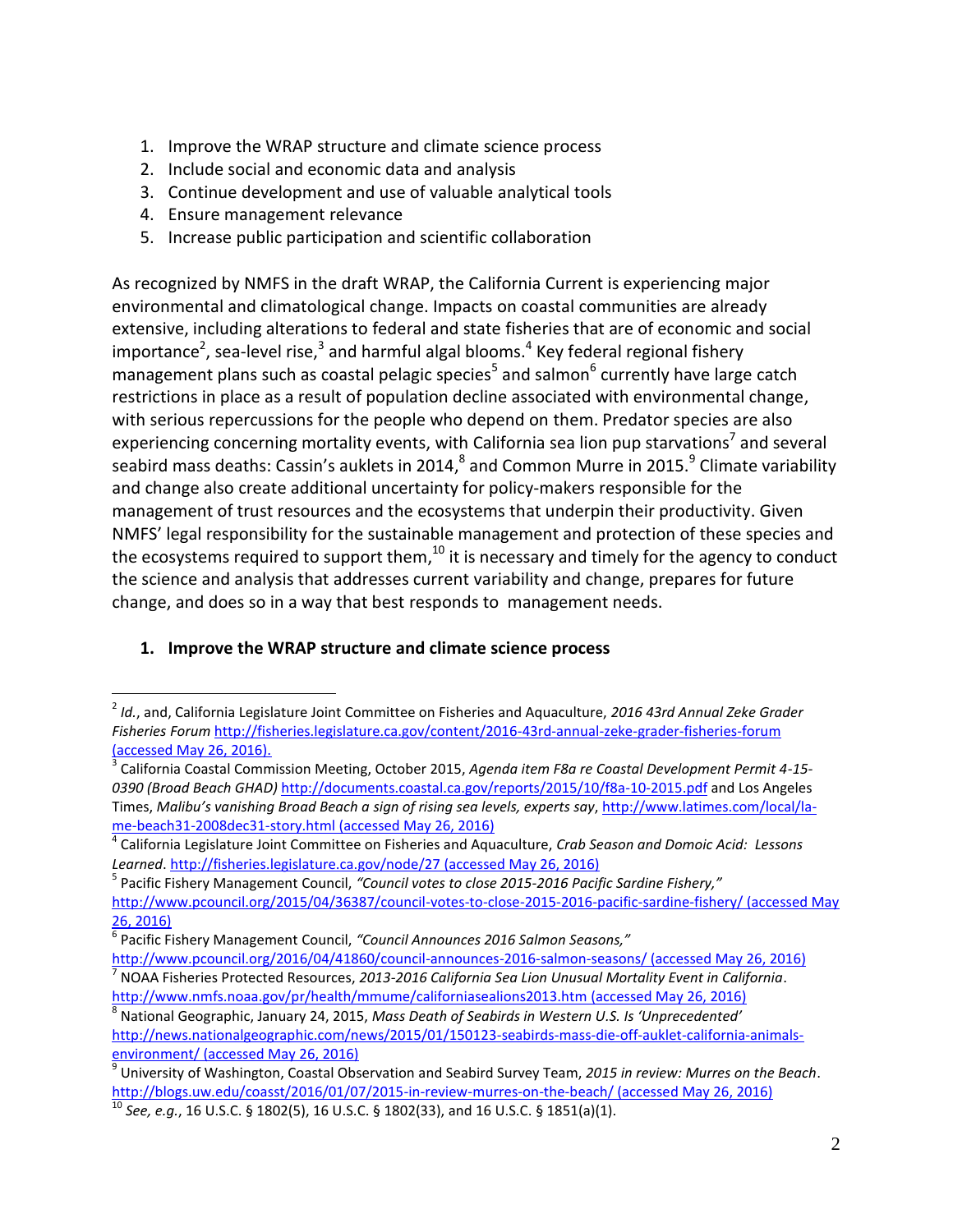1. Improve the WRAP structure and climate science process
2. Include social and economic data and analysis
3. Continue development and use of valuable analytical tools
4. Ensure management relevance
5. Increase public participation and scientific collaboration

As recognized by NMFS in the draft WRAP, the California Current is experiencing major environmental and climatological change. Impacts on coastal communities are already extensive, including alterations to federal and state fisheries that are of economic and social importance[2], sea-level rise,[3] and harmful algal blooms.[4] Key federal regional fishery management plans such as coastal pelagic species[5] and salmon[6] currently have large catch restrictions in place as a result of population decline associated with environmental change, with serious repercussions for the people who depend on them. Predator species are also experiencing concerning mortality events, with California sea lion pup starvations[7] and several seabird mass deaths: Cassin's auklets in 2014,[8] and Common Murre in 2015.[9] Climate variability and change also create additional uncertainty for policy-makers responsible for the management of trust resources and the ecosystems that underpin their productivity. Given NMFS' legal responsibility for the sustainable management and protection of these species and the ecosystems required to support them,[10] it is necessary and timely for the agency to conduct the science and analysis that addresses current variability and change, prepares for future change, and does so in a way that best responds to management needs.

## 1. Improve the WRAP structure and climate science process

---

[2] *Id.*, and, California Legislature Joint Committee on Fisheries and Aquaculture, *2016 43rd Annual Zeke Grader Fisheries Forum* http://fisheries.legislature.ca.gov/content/2016-43rd-annual-zeke-grader-fisheries-forum (accessed May 26, 2016).

[3] California Coastal Commission Meeting, October 2015, *Agenda item F8a re Coastal Development Permit 4-15-0390 (Broad Beach GHAD)* http://documents.coastal.ca.gov/reports/2015/10/f8a-10-2015.pdf and Los Angeles Times, *Malibu's vanishing Broad Beach a sign of rising sea levels, experts say*, http://www.latimes.com/local/la-me-beach31-2008dec31-story.html (accessed May 26, 2016)

[4] California Legislature Joint Committee on Fisheries and Aquaculture, *Crab Season and Domoic Acid: Lessons Learned*. http://fisheries.legislature.ca.gov/node/27 (accessed May 26, 2016)

[5] Pacific Fishery Management Council, *"Council votes to close 2015-2016 Pacific Sardine Fishery,"* http://www.pcouncil.org/2015/04/36387/council-votes-to-close-2015-2016-pacific-sardine-fishery/ (accessed May 26, 2016)

[6] Pacific Fishery Management Council, *"Council Announces 2016 Salmon Seasons,"* http://www.pcouncil.org/2016/04/41860/council-announces-2016-salmon-seasons/ (accessed May 26, 2016)

[7] NOAA Fisheries Protected Resources, *2013-2016 California Sea Lion Unusual Mortality Event in California*. http://www.nmfs.noaa.gov/pr/health/mmume/californiasealions2013.htm (accessed May 26, 2016)

[8] National Geographic, January 24, 2015, *Mass Death of Seabirds in Western U.S. Is 'Unprecedented'* http://news.nationalgeographic.com/news/2015/01/150123-seabirds-mass-die-off-auklet-california-animals-environment/ (accessed May 26, 2016)

[9] University of Washington, Coastal Observation and Seabird Survey Team, *2015 in review: Murres on the Beach*. http://blogs.uw.edu/coasst/2016/01/07/2015-in-review-murres-on-the-beach/ (accessed May 26, 2016)

[10] *See, e.g.*, 16 U.S.C. § 1802(5), 16 U.S.C. § 1802(33), and 16 U.S.C. § 1851(a)(1).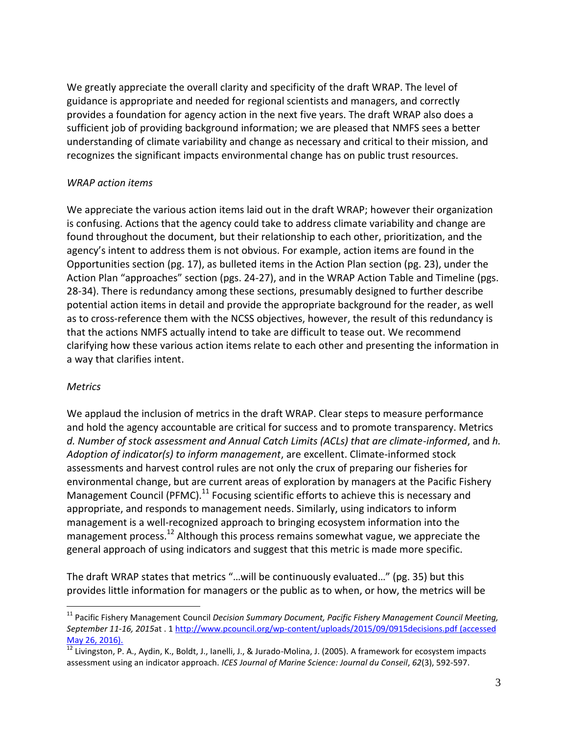We greatly appreciate the overall clarity and specificity of the draft WRAP. The level of guidance is appropriate and needed for regional scientists and managers, and correctly provides a foundation for agency action in the next five years. The draft WRAP also does a sufficient job of providing background information; we are pleased that NMFS sees a better understanding of climate variability and change as necessary and critical to their mission, and recognizes the significant impacts environmental change has on public trust resources.

*WRAP action items*

We appreciate the various action items laid out in the draft WRAP; however their organization is confusing. Actions that the agency could take to address climate variability and change are found throughout the document, but their relationship to each other, prioritization, and the agency's intent to address them is not obvious. For example, action items are found in the Opportunities section (pg. 17), as bulleted items in the Action Plan section (pg. 23), under the Action Plan "approaches" section (pgs. 24-27), and in the WRAP Action Table and Timeline (pgs. 28-34). There is redundancy among these sections, presumably designed to further describe potential action items in detail and provide the appropriate background for the reader, as well as to cross-reference them with the NCSS objectives, however, the result of this redundancy is that the actions NMFS actually intend to take are difficult to tease out. We recommend clarifying how these various action items relate to each other and presenting the information in a way that clarifies intent.

*Metrics*

We applaud the inclusion of metrics in the draft WRAP. Clear steps to measure performance and hold the agency accountable are critical for success and to promote transparency. Metrics *d. Number of stock assessment and Annual Catch Limits (ACLs) that are climate-informed*, and *h. Adoption of indicator(s) to inform management*, are excellent. Climate-informed stock assessments and harvest control rules are not only the crux of preparing our fisheries for environmental change, but are current areas of exploration by managers at the Pacific Fishery Management Council (PFMC).[11] Focusing scientific efforts to achieve this is necessary and appropriate, and responds to management needs. Similarly, using indicators to inform management is a well-recognized approach to bringing ecosystem information into the management process.[12] Although this process remains somewhat vague, we appreciate the general approach of using indicators and suggest that this metric is made more specific.

The draft WRAP states that metrics "…will be continuously evaluated…" (pg. 35) but this provides little information for managers or the public as to when, or how, the metrics will be

---

[11] Pacific Fishery Management Council *Decision Summary Document, Pacific Fishery Management Council Meeting, September 11-16, 2015*at . 1 http://www.pcouncil.org/wp-content/uploads/2015/09/0915decisions.pdf (accessed May 26, 2016).

[12] Livingston, P. A., Aydin, K., Boldt, J., Ianelli, J., & Jurado-Molina, J. (2005). A framework for ecosystem impacts assessment using an indicator approach. *ICES Journal of Marine Science: Journal du Conseil*, *62*(3), 592-597.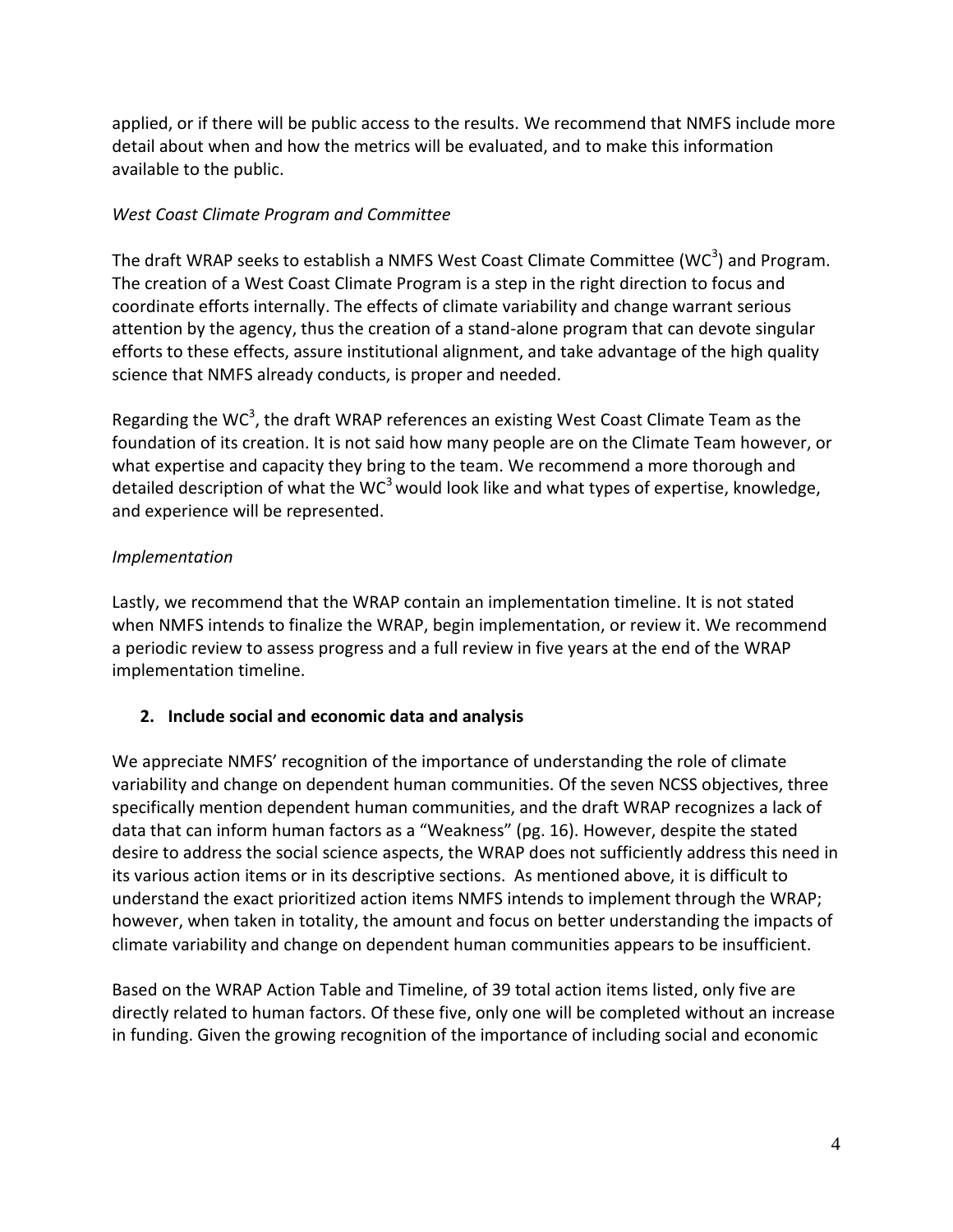applied, or if there will be public access to the results. We recommend that NMFS include more detail about when and how the metrics will be evaluated, and to make this information available to the public.

*West Coast Climate Program and Committee*

The draft WRAP seeks to establish a NMFS West Coast Climate Committee ($WC^3$) and Program. The creation of a West Coast Climate Program is a step in the right direction to focus and coordinate efforts internally. The effects of climate variability and change warrant serious attention by the agency, thus the creation of a stand-alone program that can devote singular efforts to these effects, assure institutional alignment, and take advantage of the high quality science that NMFS already conducts, is proper and needed.

Regarding the $WC^3$, the draft WRAP references an existing West Coast Climate Team as the foundation of its creation. It is not said how many people are on the Climate Team however, or what expertise and capacity they bring to the team. We recommend a more thorough and detailed description of what the $WC^3$ would look like and what types of expertise, knowledge, and experience will be represented.

*Implementation*

Lastly, we recommend that the WRAP contain an implementation timeline. It is not stated when NMFS intends to finalize the WRAP, begin implementation, or review it. We recommend a periodic review to assess progress and a full review in five years at the end of the WRAP implementation timeline.

**2. Include social and economic data and analysis**

We appreciate NMFS' recognition of the importance of understanding the role of climate variability and change on dependent human communities. Of the seven NCSS objectives, three specifically mention dependent human communities, and the draft WRAP recognizes a lack of data that can inform human factors as a "Weakness" (pg. 16). However, despite the stated desire to address the social science aspects, the WRAP does not sufficiently address this need in its various action items or in its descriptive sections. As mentioned above, it is difficult to understand the exact prioritized action items NMFS intends to implement through the WRAP; however, when taken in totality, the amount and focus on better understanding the impacts of climate variability and change on dependent human communities appears to be insufficient.

Based on the WRAP Action Table and Timeline, of 39 total action items listed, only five are directly related to human factors. Of these five, only one will be completed without an increase in funding. Given the growing recognition of the importance of including social and economic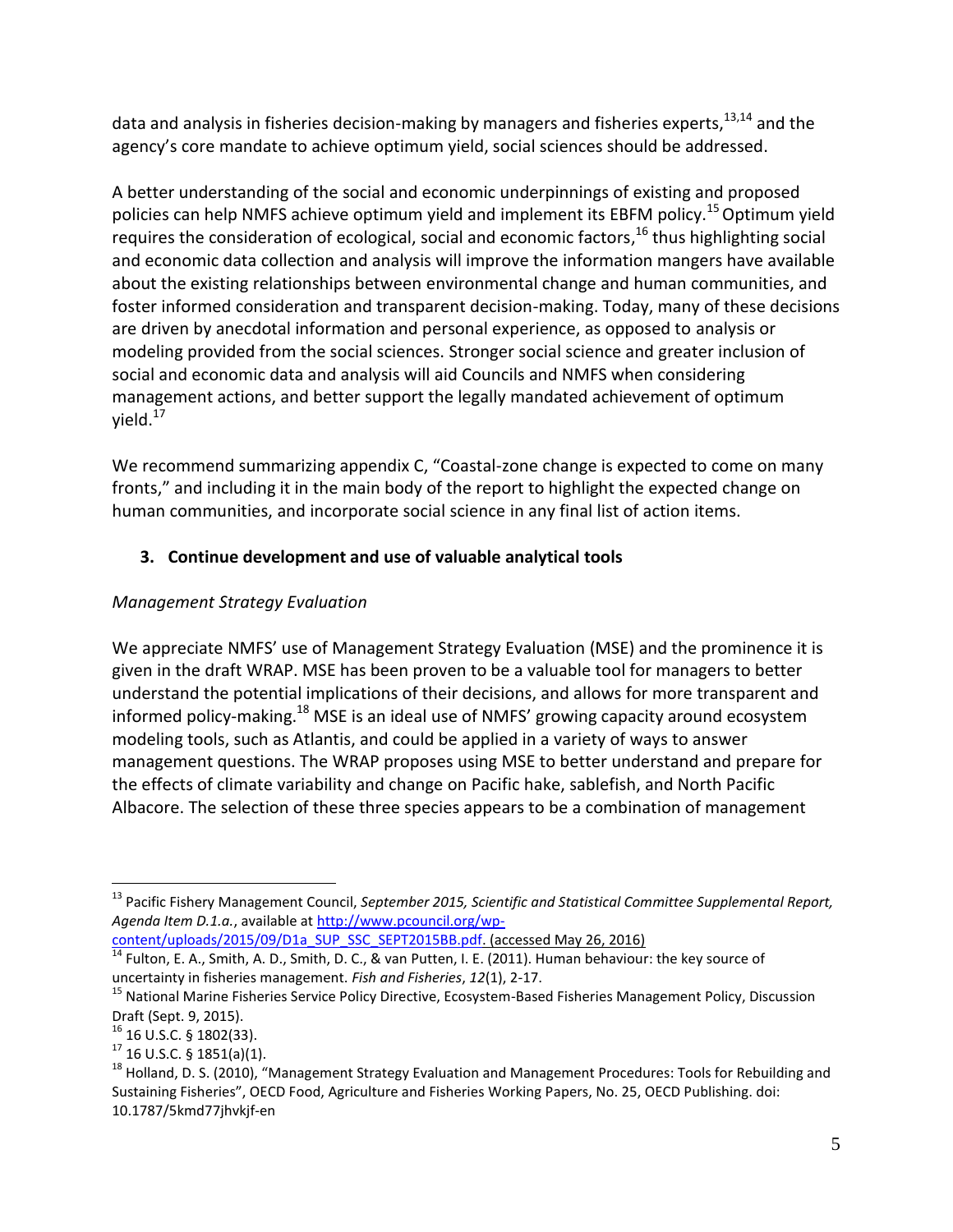data and analysis in fisheries decision-making by managers and fisheries experts,[13,14] and the agency's core mandate to achieve optimum yield, social sciences should be addressed.

A better understanding of the social and economic underpinnings of existing and proposed policies can help NMFS achieve optimum yield and implement its EBFM policy.[15] Optimum yield requires the consideration of ecological, social and economic factors,[16] thus highlighting social and economic data collection and analysis will improve the information mangers have available about the existing relationships between environmental change and human communities, and foster informed consideration and transparent decision-making. Today, many of these decisions are driven by anecdotal information and personal experience, as opposed to analysis or modeling provided from the social sciences. Stronger social science and greater inclusion of social and economic data and analysis will aid Councils and NMFS when considering management actions, and better support the legally mandated achievement of optimum yield.[17]

We recommend summarizing appendix C, "Coastal-zone change is expected to come on many fronts," and including it in the main body of the report to highlight the expected change on human communities, and incorporate social science in any final list of action items.

3. **Continue development and use of valuable analytical tools**

*Management Strategy Evaluation*

We appreciate NMFS' use of Management Strategy Evaluation (MSE) and the prominence it is given in the draft WRAP. MSE has been proven to be a valuable tool for managers to better understand the potential implications of their decisions, and allows for more transparent and informed policy-making.[18] MSE is an ideal use of NMFS' growing capacity around ecosystem modeling tools, such as Atlantis, and could be applied in a variety of ways to answer management questions. The WRAP proposes using MSE to better understand and prepare for the effects of climate variability and change on Pacific hake, sablefish, and North Pacific Albacore. The selection of these three species appears to be a combination of management

---

[13] Pacific Fishery Management Council, *September 2015, Scientific and Statistical Committee Supplemental Report, Agenda Item D.1.a.*, available at http://www.pcouncil.org/wp-content/uploads/2015/09/D1a_SUP_SSC_SEPT2015BB.pdf. (accessed May 26, 2016)

[14] Fulton, E. A., Smith, A. D., Smith, D. C., & van Putten, I. E. (2011). Human behaviour: the key source of uncertainty in fisheries management. *Fish and Fisheries*, *12*(1), 2-17.

[15] National Marine Fisheries Service Policy Directive, Ecosystem-Based Fisheries Management Policy, Discussion Draft (Sept. 9, 2015).

[16] 16 U.S.C. § 1802(33).

[17] 16 U.S.C. § 1851(a)(1).

[18] Holland, D. S. (2010), "Management Strategy Evaluation and Management Procedures: Tools for Rebuilding and Sustaining Fisheries", OECD Food, Agriculture and Fisheries Working Papers, No. 25, OECD Publishing. doi: 10.1787/5kmd77jhvkjf-en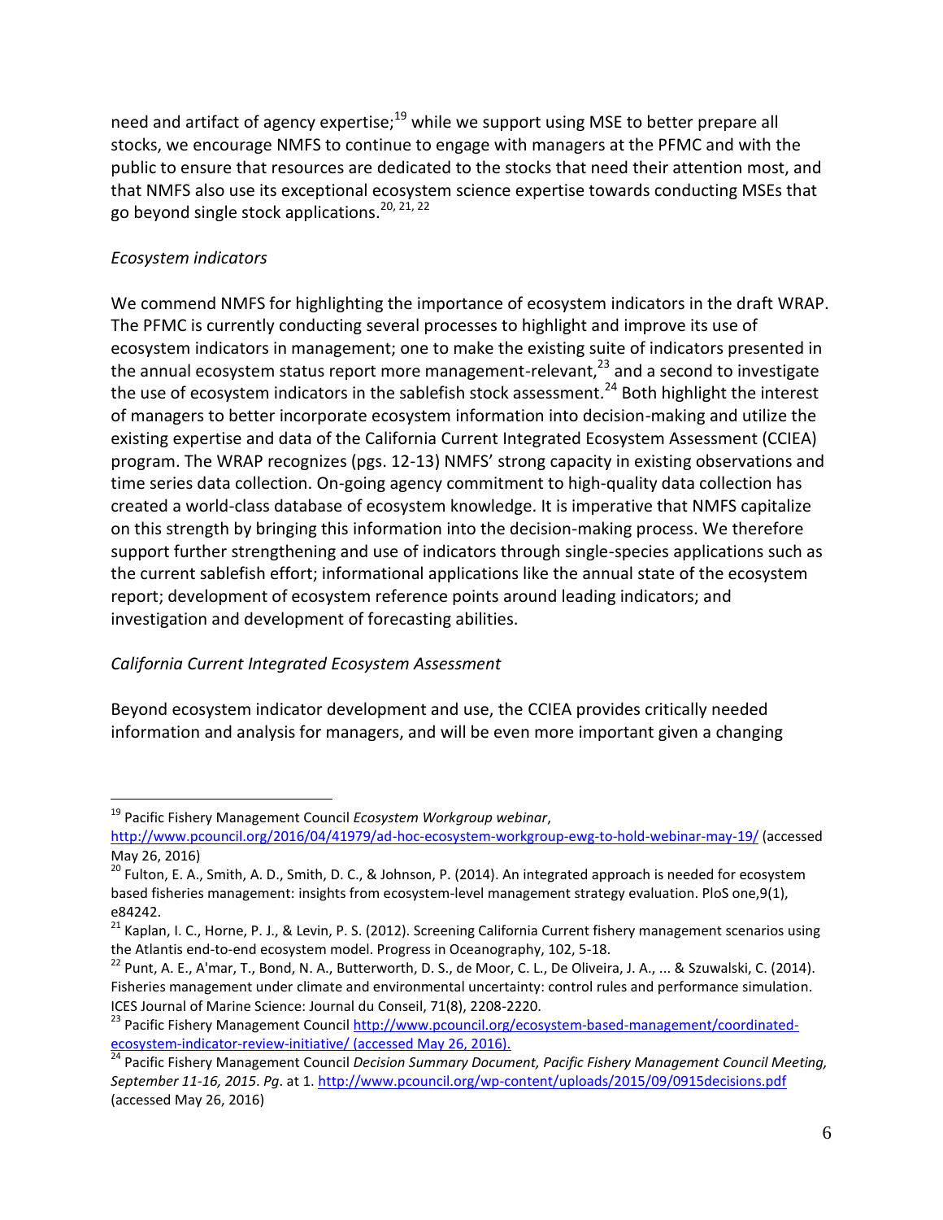need and artifact of agency expertise;[19] while we support using MSE to better prepare all stocks, we encourage NMFS to continue to engage with managers at the PFMC and with the public to ensure that resources are dedicated to the stocks that need their attention most, and that NMFS also use its exceptional ecosystem science expertise towards conducting MSEs that go beyond single stock applications.[20, 21, 22]

*Ecosystem indicators*

We commend NMFS for highlighting the importance of ecosystem indicators in the draft WRAP. The PFMC is currently conducting several processes to highlight and improve its use of ecosystem indicators in management; one to make the existing suite of indicators presented in the annual ecosystem status report more management-relevant,[23] and a second to investigate the use of ecosystem indicators in the sablefish stock assessment.[24] Both highlight the interest of managers to better incorporate ecosystem information into decision-making and utilize the existing expertise and data of the California Current Integrated Ecosystem Assessment (CCIEA) program. The WRAP recognizes (pgs. 12-13) NMFS' strong capacity in existing observations and time series data collection. On-going agency commitment to high-quality data collection has created a world-class database of ecosystem knowledge. It is imperative that NMFS capitalize on this strength by bringing this information into the decision-making process. We therefore support further strengthening and use of indicators through single-species applications such as the current sablefish effort; informational applications like the annual state of the ecosystem report; development of ecosystem reference points around leading indicators; and investigation and development of forecasting abilities.

*California Current Integrated Ecosystem Assessment*

Beyond ecosystem indicator development and use, the CCIEA provides critically needed information and analysis for managers, and will be even more important given a changing

---

[19] Pacific Fishery Management Council *Ecosystem Workgroup webinar*, http://www.pcouncil.org/2016/04/41979/ad-hoc-ecosystem-workgroup-ewg-to-hold-webinar-may-19/ (accessed May 26, 2016)

[20] Fulton, E. A., Smith, A. D., Smith, D. C., & Johnson, P. (2014). An integrated approach is needed for ecosystem based fisheries management: insights from ecosystem-level management strategy evaluation. PloS one,9(1), e84242.

[21] Kaplan, I. C., Horne, P. J., & Levin, P. S. (2012). Screening California Current fishery management scenarios using the Atlantis end-to-end ecosystem model. Progress in Oceanography, 102, 5-18.

[22] Punt, A. E., A'mar, T., Bond, N. A., Butterworth, D. S., de Moor, C. L., De Oliveira, J. A., ... & Szuwalski, C. (2014). Fisheries management under climate and environmental uncertainty: control rules and performance simulation. ICES Journal of Marine Science: Journal du Conseil, 71(8), 2208-2220.

[23] Pacific Fishery Management Council http://www.pcouncil.org/ecosystem-based-management/coordinated-ecosystem-indicator-review-initiative/ (accessed May 26, 2016).

[24] Pacific Fishery Management Council *Decision Summary Document, Pacific Fishery Management Council Meeting, September 11-16, 2015*. *Pg*. at 1. http://www.pcouncil.org/wp-content/uploads/2015/09/0915decisions.pdf (accessed May 26, 2016)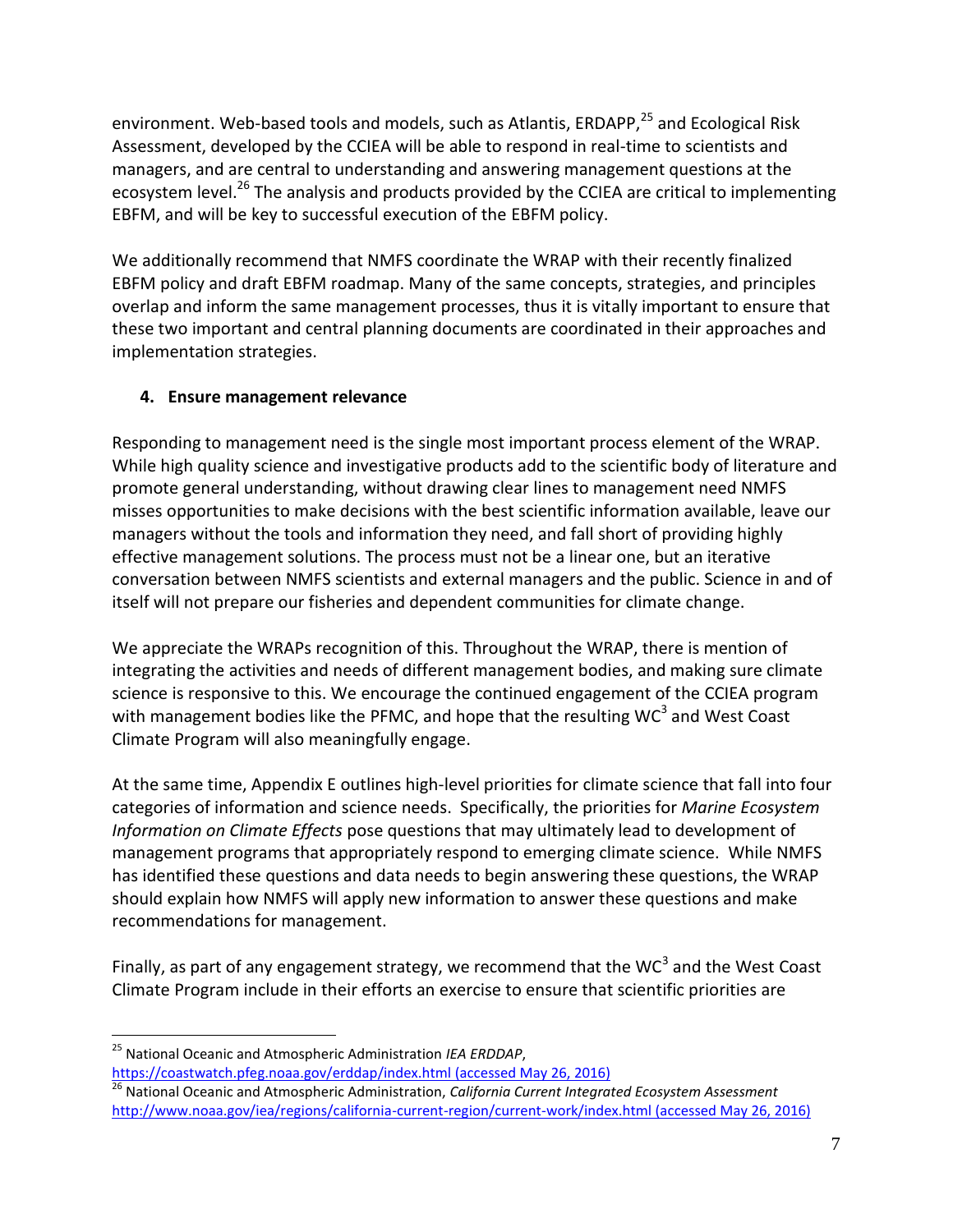environment. Web-based tools and models, such as Atlantis, ERDAPP,[25] and Ecological Risk Assessment, developed by the CCIEA will be able to respond in real-time to scientists and managers, and are central to understanding and answering management questions at the ecosystem level.[26] The analysis and products provided by the CCIEA are critical to implementing EBFM, and will be key to successful execution of the EBFM policy.

We additionally recommend that NMFS coordinate the WRAP with their recently finalized EBFM policy and draft EBFM roadmap. Many of the same concepts, strategies, and principles overlap and inform the same management processes, thus it is vitally important to ensure that these two important and central planning documents are coordinated in their approaches and implementation strategies.

4. **Ensure management relevance**

Responding to management need is the single most important process element of the WRAP. While high quality science and investigative products add to the scientific body of literature and promote general understanding, without drawing clear lines to management need NMFS misses opportunities to make decisions with the best scientific information available, leave our managers without the tools and information they need, and fall short of providing highly effective management solutions. The process must not be a linear one, but an iterative conversation between NMFS scientists and external managers and the public. Science in and of itself will not prepare our fisheries and dependent communities for climate change.

We appreciate the WRAPs recognition of this. Throughout the WRAP, there is mention of integrating the activities and needs of different management bodies, and making sure climate science is responsive to this. We encourage the continued engagement of the CCIEA program with management bodies like the PFMC, and hope that the resulting $WC^3$ and West Coast Climate Program will also meaningfully engage.

At the same time, Appendix E outlines high-level priorities for climate science that fall into four categories of information and science needs. Specifically, the priorities for *Marine Ecosystem Information on Climate Effects* pose questions that may ultimately lead to development of management programs that appropriately respond to emerging climate science. While NMFS has identified these questions and data needs to begin answering these questions, the WRAP should explain how NMFS will apply new information to answer these questions and make recommendations for management.

Finally, as part of any engagement strategy, we recommend that the $WC^3$ and the West Coast Climate Program include in their efforts an exercise to ensure that scientific priorities are

---

[25] National Oceanic and Atmospheric Administration *IEA ERDDAP*, https://coastwatch.pfeg.noaa.gov/erddap/index.html (accessed May 26, 2016)

[26] National Oceanic and Atmospheric Administration, *California Current Integrated Ecosystem Assessment* http://www.noaa.gov/iea/regions/california-current-region/current-work/index.html (accessed May 26, 2016)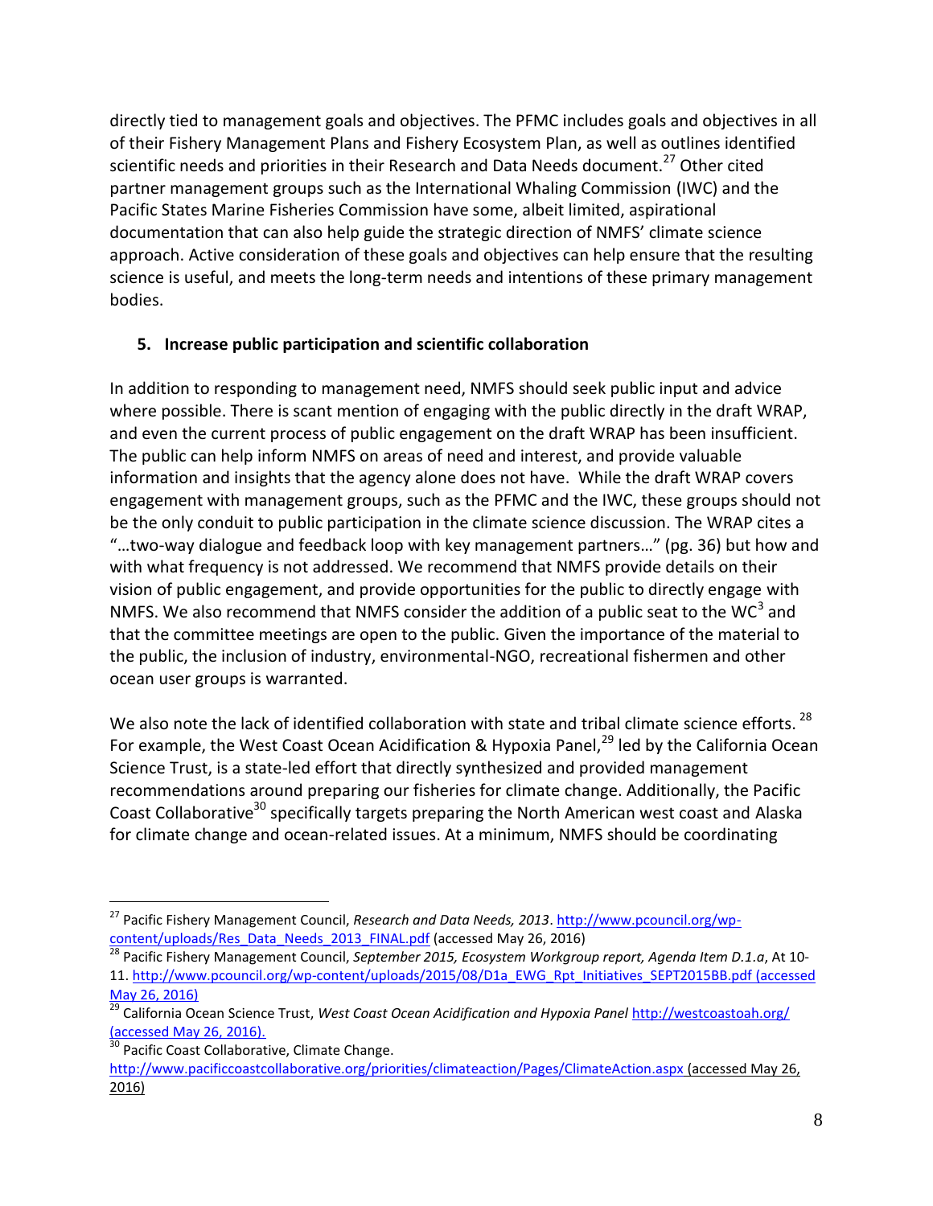directly tied to management goals and objectives. The PFMC includes goals and objectives in all of their Fishery Management Plans and Fishery Ecosystem Plan, as well as outlines identified scientific needs and priorities in their Research and Data Needs document.[27] Other cited partner management groups such as the International Whaling Commission (IWC) and the Pacific States Marine Fisheries Commission have some, albeit limited, aspirational documentation that can also help guide the strategic direction of NMFS' climate science approach. Active consideration of these goals and objectives can help ensure that the resulting science is useful, and meets the long-term needs and intentions of these primary management bodies.

**5. Increase public participation and scientific collaboration**

In addition to responding to management need, NMFS should seek public input and advice where possible. There is scant mention of engaging with the public directly in the draft WRAP, and even the current process of public engagement on the draft WRAP has been insufficient. The public can help inform NMFS on areas of need and interest, and provide valuable information and insights that the agency alone does not have. While the draft WRAP covers engagement with management groups, such as the PFMC and the IWC, these groups should not be the only conduit to public participation in the climate science discussion. The WRAP cites a "…two-way dialogue and feedback loop with key management partners…" (pg. 36) but how and with what frequency is not addressed. We recommend that NMFS provide details on their vision of public engagement, and provide opportunities for the public to directly engage with NMFS. We also recommend that NMFS consider the addition of a public seat to the WC[3] and that the committee meetings are open to the public. Given the importance of the material to the public, the inclusion of industry, environmental-NGO, recreational fishermen and other ocean user groups is warranted.

We also note the lack of identified collaboration with state and tribal climate science efforts. [28] For example, the West Coast Ocean Acidification & Hypoxia Panel,[29] led by the California Ocean Science Trust, is a state-led effort that directly synthesized and provided management recommendations around preparing our fisheries for climate change. Additionally, the Pacific Coast Collaborative[30] specifically targets preparing the North American west coast and Alaska for climate change and ocean-related issues. At a minimum, NMFS should be coordinating

---

[27] Pacific Fishery Management Council, *Research and Data Needs, 2013*. http://www.pcouncil.org/wp-content/uploads/Res_Data_Needs_2013_FINAL.pdf (accessed May 26, 2016)

[28] Pacific Fishery Management Council, *September 2015, Ecosystem Workgroup report, Agenda Item D.1.a*, At 10-11. http://www.pcouncil.org/wp-content/uploads/2015/08/D1a_EWG_Rpt_Initiatives_SEPT2015BB.pdf (accessed May 26, 2016)

[29] California Ocean Science Trust, *West Coast Ocean Acidification and Hypoxia Panel* http://westcoastoah.org/ (accessed May 26, 2016).

[30] Pacific Coast Collaborative, Climate Change. http://www.pacificcoastcollaborative.org/priorities/climateaction/Pages/ClimateAction.aspx (accessed May 26, 2016)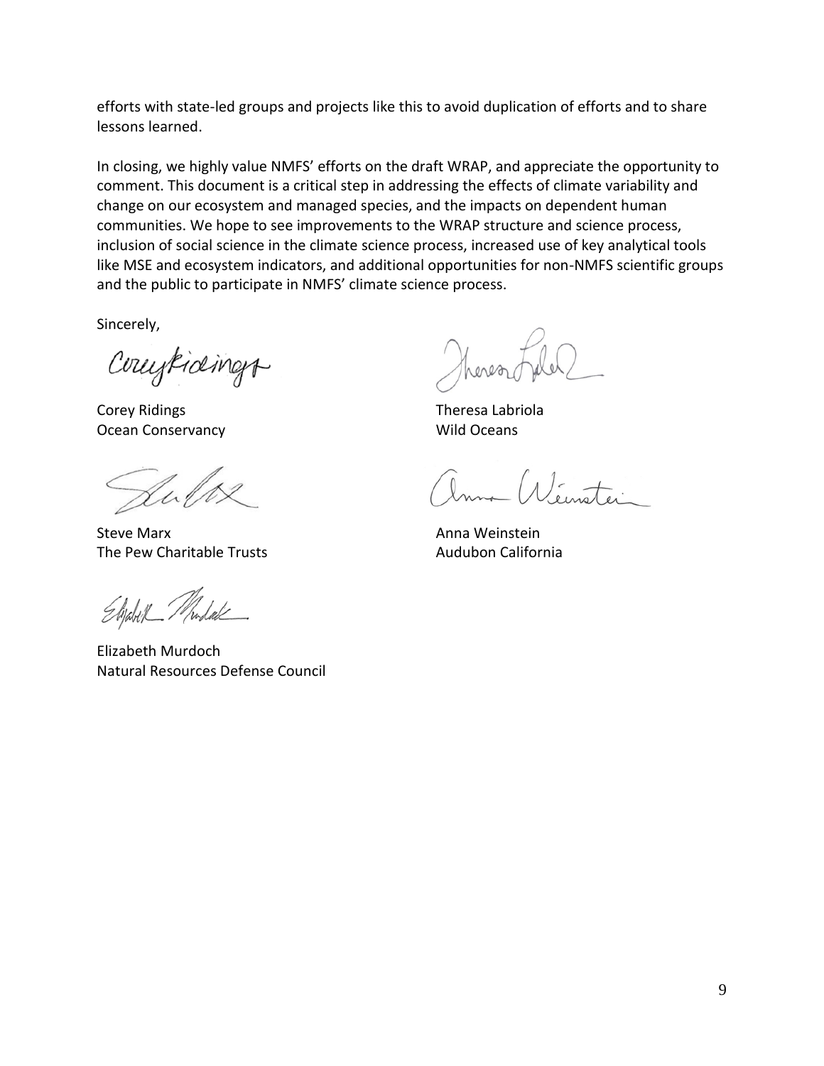efforts with state-led groups and projects like this to avoid duplication of efforts and to share lessons learned.

In closing, we highly value NMFS' efforts on the draft WRAP, and appreciate the opportunity to comment. This document is a critical step in addressing the effects of climate variability and change on our ecosystem and managed species, and the impacts on dependent human communities. We hope to see improvements to the WRAP structure and science process, inclusion of social science in the climate science process, increased use of key analytical tools like MSE and ecosystem indicators, and additional opportunities for non-NMFS scientific groups and the public to participate in NMFS' climate science process.

Sincerely,

Corey Ridings
Ocean Conservancy

Theresa Labriola
Wild Oceans

Steve Marx
The Pew Charitable Trusts

Anna Weinstein
Audubon California

Elizabeth Murdoch
Natural Resources Defense Council